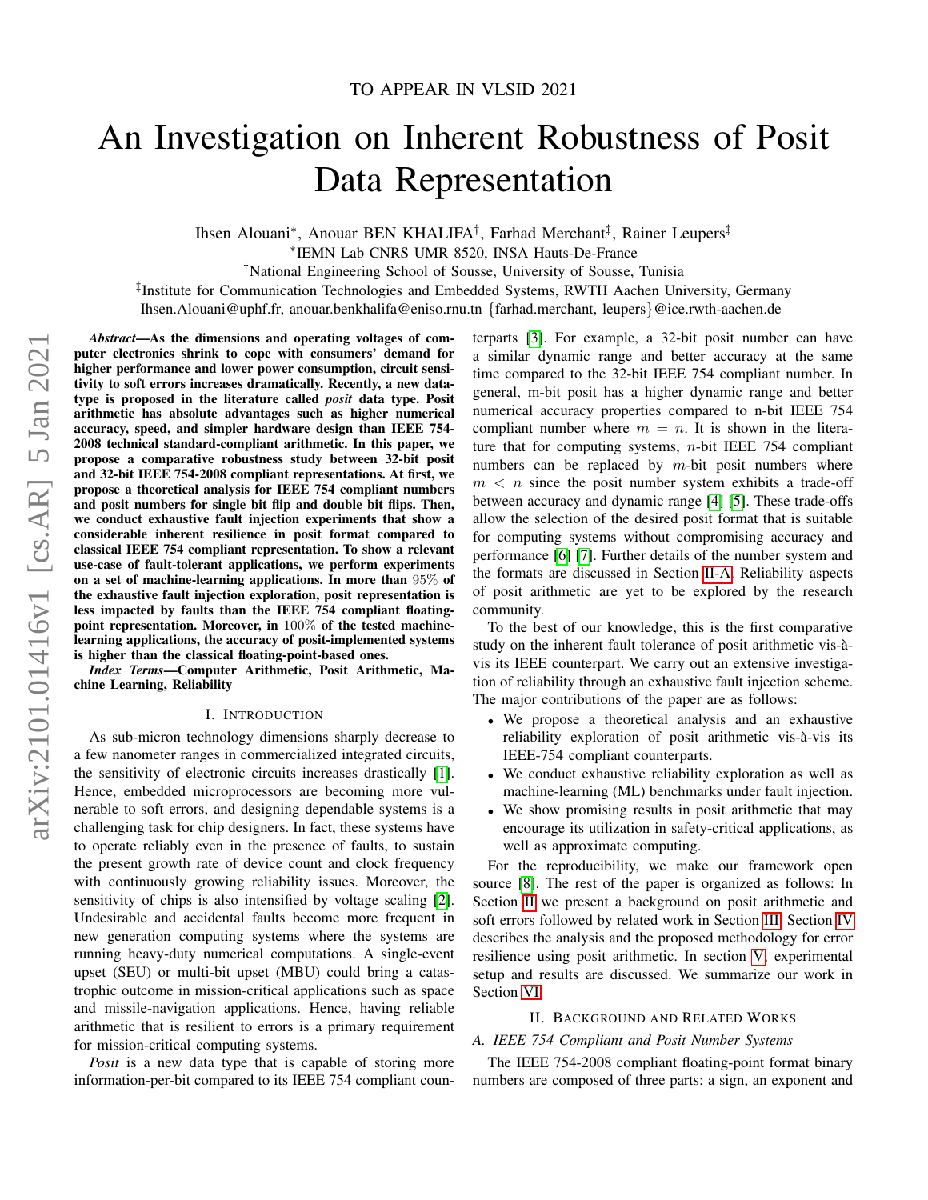TO APPEAR IN VLSID 2021

# An Investigation on Inherent Robustness of Posit Data Representation

Ihsen Alouani*, Anouar BEN KHALIFA†, Farhad Merchant‡, Rainer Leupers‡

*IEMN Lab CNRS UMR 8520, INSA Hauts-De-France

†National Engineering School of Sousse, University of Sousse, Tunisia

‡Institute for Communication Technologies and Embedded Systems, RWTH Aachen University, Germany

Ihsen.Alouani@uphf.fr, anouar.benkhalifa@eniso.rnu.tn {farhad.merchant, leupers}@ice.rwth-aachen.de

***Abstract*—As the dimensions and operating voltages of computer electronics shrink to cope with consumers' demand for higher performance and lower power consumption, circuit sensitivity to soft errors increases dramatically. Recently, a new datatype is proposed in the literature called *posit* data type. Posit arithmetic has absolute advantages such as higher numerical accuracy, speed, and simpler hardware design than IEEE 754-2008 technical standard-compliant arithmetic. In this paper, we propose a comparative robustness study between 32-bit posit and 32-bit IEEE 754-2008 compliant representations. At first, we propose a theoretical analysis for IEEE 754 compliant numbers and posit numbers for single bit flip and double bit flips. Then, we conduct exhaustive fault injection experiments that show a considerable inherent resilience in posit format compared to classical IEEE 754 compliant representation. To show a relevant use-case of fault-tolerant applications, we perform experiments on a set of machine-learning applications. In more than $95\%$ of the exhaustive fault injection exploration, posit representation is less impacted by faults than the IEEE 754 compliant floating-point representation. Moreover, in $100\%$ of the tested machine-learning applications, the accuracy of posit-implemented systems is higher than the classical floating-point-based ones.**

***Index Terms*—Computer Arithmetic, Posit Arithmetic, Machine Learning, Reliability**

## I. Introduction

As sub-micron technology dimensions sharply decrease to a few nanometer ranges in commercialized integrated circuits, the sensitivity of electronic circuits increases drastically [1]. Hence, embedded microprocessors are becoming more vulnerable to soft errors, and designing dependable systems is a challenging task for chip designers. In fact, these systems have to operate reliably even in the presence of faults, to sustain the present growth rate of device count and clock frequency with continuously growing reliability issues. Moreover, the sensitivity of chips is also intensified by voltage scaling [2]. Undesirable and accidental faults become more frequent in new generation computing systems where the systems are running heavy-duty numerical computations. A single-event upset (SEU) or multi-bit upset (MBU) could bring a catastrophic outcome in mission-critical applications such as space and missile-navigation applications. Hence, having reliable arithmetic that is resilient to errors is a primary requirement for mission-critical computing systems.

*Posit* is a new data type that is capable of storing more information-per-bit compared to its IEEE 754 compliant counterparts [3]. For example, a 32-bit posit number can have a similar dynamic range and better accuracy at the same time compared to the 32-bit IEEE 754 compliant number. In general, m-bit posit has a higher dynamic range and better numerical accuracy properties compared to n-bit IEEE 754 compliant number where $m = n$. It is shown in the literature that for computing systems, $n$-bit IEEE 754 compliant numbers can be replaced by $m$-bit posit numbers where $m < n$ since the posit number system exhibits a trade-off between accuracy and dynamic range [4] [5]. These trade-offs allow the selection of the desired posit format that is suitable for computing systems without compromising accuracy and performance [6] [7]. Further details of the number system and the formats are discussed in Section II-A. Reliability aspects of posit arithmetic are yet to be explored by the research community.

To the best of our knowledge, this is the first comparative study on the inherent fault tolerance of posit arithmetic vis-à-vis its IEEE counterpart. We carry out an extensive investigation of reliability through an exhaustive fault injection scheme. The major contributions of the paper are as follows:

- We propose a theoretical analysis and an exhaustive reliability exploration of posit arithmetic vis-à-vis its IEEE-754 compliant counterparts.
- We conduct exhaustive reliability exploration as well as machine-learning (ML) benchmarks under fault injection.
- We show promising results in posit arithmetic that may encourage its utilization in safety-critical applications, as well as approximate computing.

For the reproducibility, we make our framework open source [8]. The rest of the paper is organized as follows: In Section II we present a background on posit arithmetic and soft errors followed by related work in Section III. Section IV describes the analysis and the proposed methodology for error resilience using posit arithmetic. In section V, experimental setup and results are discussed. We summarize our work in Section VI.

## II. Background and Related Works

### A. IEEE 754 Compliant and Posit Number Systems

The IEEE 754-2008 compliant floating-point format binary numbers are composed of three parts: a sign, an exponent and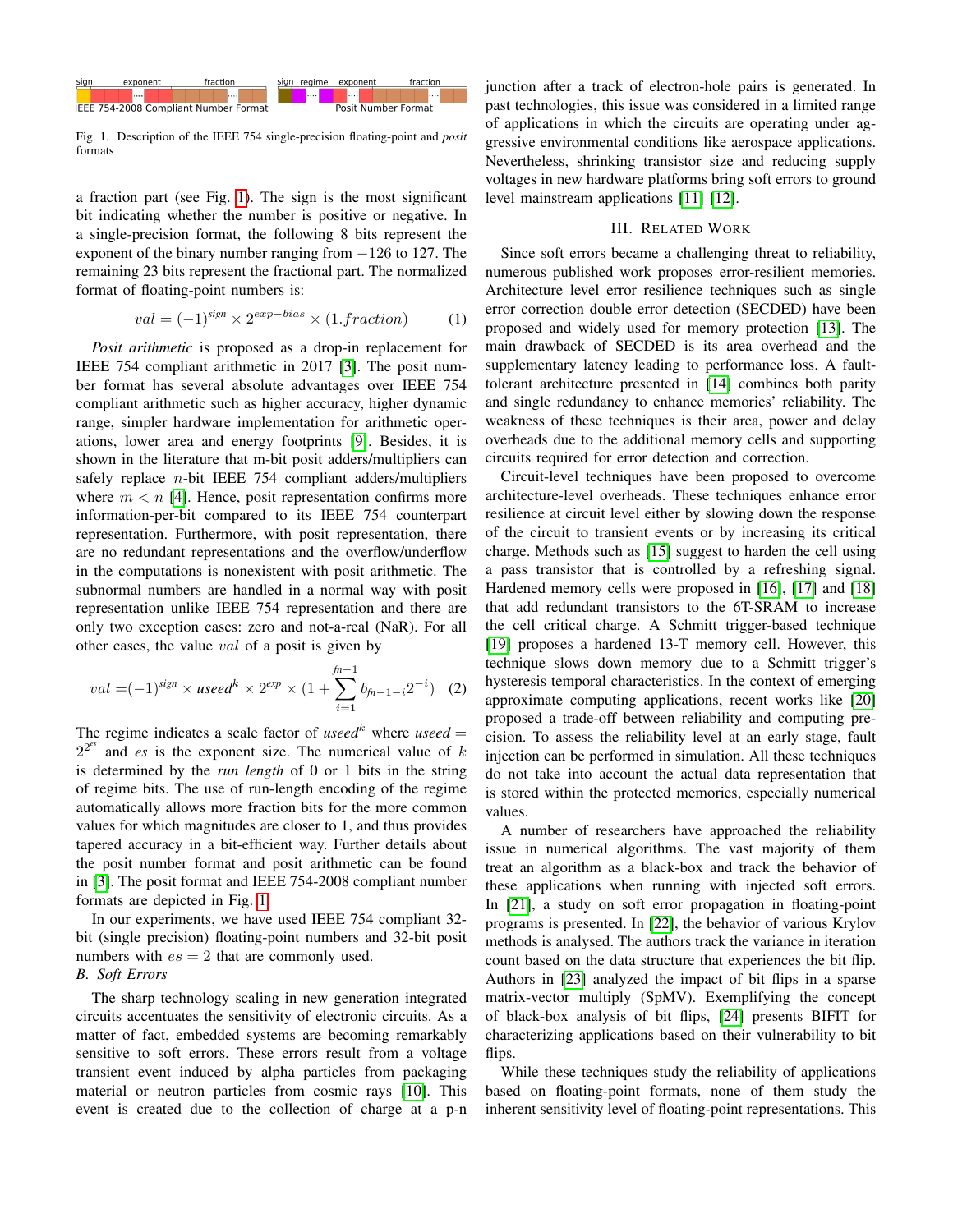sign exponent fraction
IEEE 754-2008 Compliant Number Format

sign regime exponent fraction
Posit Number Format

Fig. 1. Description of the IEEE 754 single-precision floating-point and *posit* formats

a fraction part (see Fig. 1). The sign is the most significant bit indicating whether the number is positive or negative. In a single-precision format, the following 8 bits represent the exponent of the binary number ranging from $-126$ to 127. The remaining 23 bits represent the fractional part. The normalized format of floating-point numbers is:

$$val = (-1)^{sign} \times 2^{exp-bias} \times (1.fraction) \quad (1)$$

*Posit arithmetic* is proposed as a drop-in replacement for IEEE 754 compliant arithmetic in 2017 [3]. The posit number format has several absolute advantages over IEEE 754 compliant arithmetic such as higher accuracy, higher dynamic range, simpler hardware implementation for arithmetic operations, lower area and energy footprints [9]. Besides, it is shown in the literature that m-bit posit adders/multipliers can safely replace $n$-bit IEEE 754 compliant adders/multipliers where $m < n$ [4]. Hence, posit representation confirms more information-per-bit compared to its IEEE 754 counterpart representation. Furthermore, with posit representation, there are no redundant representations and the overflow/underflow in the computations is nonexistent with posit arithmetic. The subnormal numbers are handled in a normal way with posit representation unlike IEEE 754 representation and there are only two exception cases: zero and not-a-real (NaR). For all other cases, the value $val$ of a posit is given by

$$val = (-1)^{sign} \times useed^{k} \times 2^{exp} \times (1 + \sum_{i=1}^{fn-1} b_{fn-1-i} 2^{-i}) \quad (2)$$

The regime indicates a scale factor of $useed^k$ where $useed = 2^{2^{es}}$ and $es$ is the exponent size. The numerical value of $k$ is determined by the *run length* of 0 or 1 bits in the string of regime bits. The use of run-length encoding of the regime automatically allows more fraction bits for the more common values for which magnitudes are closer to 1, and thus provides tapered accuracy in a bit-efficient way. Further details about the posit number format and posit arithmetic can be found in [3]. The posit format and IEEE 754-2008 compliant number formats are depicted in Fig. 1.

In our experiments, we have used IEEE 754 compliant 32-bit (single precision) floating-point numbers and 32-bit posit numbers with $es = 2$ that are commonly used.

### B. Soft Errors

The sharp technology scaling in new generation integrated circuits accentuates the sensitivity of electronic circuits. As a matter of fact, embedded systems are becoming remarkably sensitive to soft errors. These errors result from a voltage transient event induced by alpha particles from packaging material or neutron particles from cosmic rays [10]. This event is created due to the collection of charge at a p-n junction after a track of electron-hole pairs is generated. In past technologies, this issue was considered in a limited range of applications in which the circuits are operating under aggressive environmental conditions like aerospace applications. Nevertheless, shrinking transistor size and reducing supply voltages in new hardware platforms bring soft errors to ground level mainstream applications [11] [12].

## III. Related Work

Since soft errors became a challenging threat to reliability, numerous published work proposes error-resilient memories. Architecture level error resilience techniques such as single error correction double error detection (SECDED) have been proposed and widely used for memory protection [13]. The main drawback of SECDED is its area overhead and the supplementary latency leading to performance loss. A fault-tolerant architecture presented in [14] combines both parity and single redundancy to enhance memories' reliability. The weakness of these techniques is their area, power and delay overheads due to the additional memory cells and supporting circuits required for error detection and correction.

Circuit-level techniques have been proposed to overcome architecture-level overheads. These techniques enhance error resilience at circuit level either by slowing down the response of the circuit to transient events or by increasing its critical charge. Methods such as [15] suggest to harden the cell using a pass transistor that is controlled by a refreshing signal. Hardened memory cells were proposed in [16], [17] and [18] that add redundant transistors to the 6T-SRAM to increase the cell critical charge. A Schmitt trigger-based technique [19] proposes a hardened 13-T memory cell. However, this technique slows down memory due to a Schmitt trigger's hysteresis temporal characteristics. In the context of emerging approximate computing applications, recent works like [20] propose a trade-off between reliability and computing precision. To assess the reliability level at an early stage, fault injection can be performed in simulation. All these techniques do not take into account the actual data representation that is stored within the protected memories, especially numerical values.

A number of researchers have approached the reliability issue in numerical algorithms. The vast majority of them treat an algorithm as a black-box and track the behavior of these applications when running with injected soft errors. In [21], a study on soft error propagation in floating-point programs is presented. In [22], the behavior of various Krylov methods is analysed. The authors track the variance in iteration count based on the data structure that experiences the bit flip. Authors in [23] analyzed the impact of bit flips in a sparse matrix-vector multiply (SpMV). Exemplifying the concept of black-box analysis of bit flips, [24] presents BIFIT for characterizing applications based on their vulnerability to bit flips.

While these techniques study the reliability of applications based on floating-point formats, none of them study the inherent sensitivity level of floating-point representations. This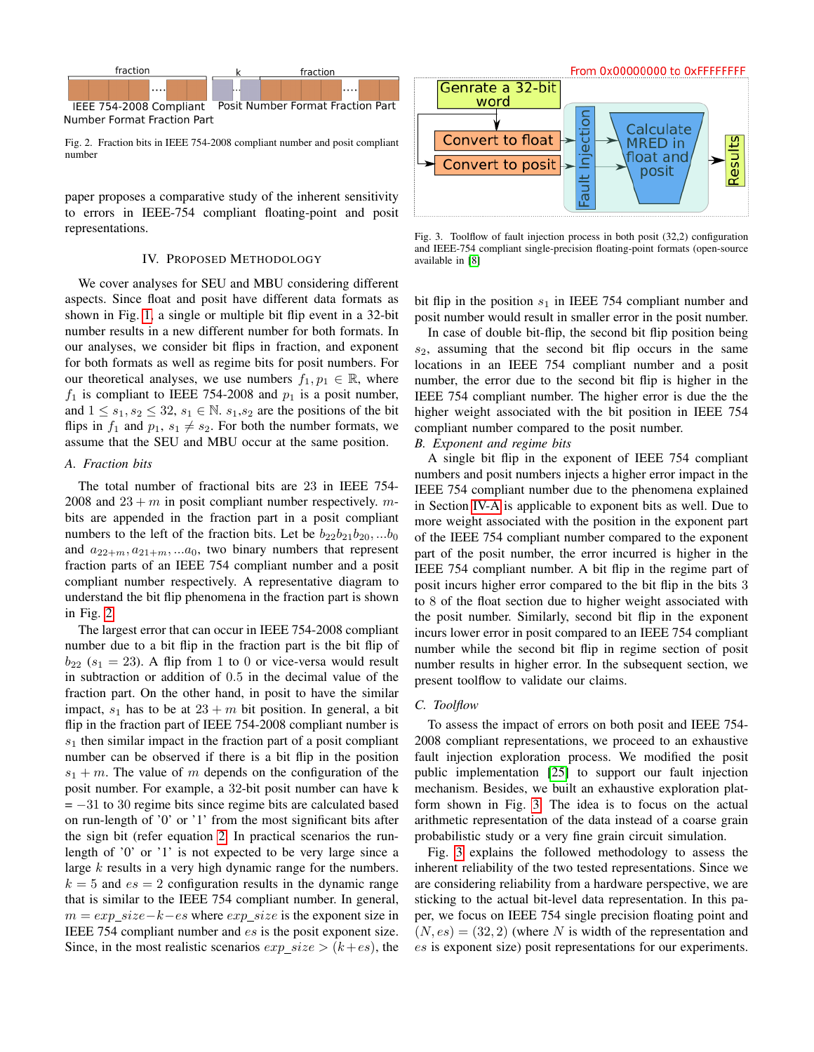fraction

IEEE 754-2008 Compliant Number Format Fraction Part

k fraction

Posit Number Format Fraction Part

Fig. 2. Fraction bits in IEEE 754-2008 compliant number and posit compliant number

paper proposes a comparative study of the inherent sensitivity to errors in IEEE-754 compliant floating-point and posit representations.

## IV. Proposed Methodology

We cover analyses for SEU and MBU considering different aspects. Since float and posit have different data formats as shown in Fig. 1, a single or multiple bit flip event in a 32-bit number results in a new different number for both formats. In our analyses, we consider bit flips in fraction, and exponent for both formats as well as regime bits for posit numbers. For our theoretical analyses, we use numbers $f_1, p_1 \in \mathbb{R}$, where $f_1$ is compliant to IEEE 754-2008 and $p_1$ is a posit number, and $1 \leq s_1, s_2 \leq 32$, $s_1 \in \mathbb{N}$. $s_1$,$s_2$ are the positions of the bit flips in $f_1$ and $p_1$, $s_1 \neq s_2$. For both the number formats, we assume that the SEU and MBU occur at the same position.

### A. Fraction bits

The total number of fractional bits are 23 in IEEE 754-2008 and $23 + m$ in posit compliant number respectively. $m$-bits are appended in the fraction part in a posit compliant numbers to the left of the fraction bits. Let be $b_{22}b_{21}b_{20}, ...b_0$ and $a_{22+m}, a_{21+m}, ...a_0$, two binary numbers that represent fraction parts of an IEEE 754 compliant number and a posit compliant number respectively. A representative diagram to understand the bit flip phenomena in the fraction part is shown in Fig. 2.

The largest error that can occur in IEEE 754-2008 compliant number due to a bit flip in the fraction part is the bit flip of $b_{22}$ ($s_1 = 23$). A flip from 1 to 0 or vice-versa would result in subtraction or addition of 0.5 in the decimal value of the fraction part. On the other hand, in posit to have the similar impact, $s_1$ has to be at $23 + m$ bit position. In general, a bit flip in the fraction part of IEEE 754-2008 compliant number is $s_1$ then similar impact in the fraction part of a posit compliant number can be observed if there is a bit flip in the position $s_1 + m$. The value of $m$ depends on the configuration of the posit number. For example, a 32-bit posit number can have k $= -31$ to 30 regime bits since regime bits are calculated based on run-length of '0' or '1' from the most significant bits after the sign bit (refer equation 2. In practical scenarios the run-length of '0' or '1' is not expected to be very large since a large $k$ results in a very high dynamic range for the numbers. $k = 5$ and $es = 2$ configuration results in the dynamic range that is similar to the IEEE 754 compliant number. In general, $m = exp\_size - k - es$ where $exp\_size$ is the exponent size in IEEE 754 compliant number and $es$ is the posit exponent size. Since, in the most realistic scenarios $exp\_size > (k+es)$, the bit flip in the position $s_1$ in IEEE 754 compliant number and posit number would result in smaller error in the posit number.

In case of double bit-flip, the second bit flip position being $s_2$, assuming that the second bit flip occurs in the same locations in an IEEE 754 compliant number and a posit number, the error due to the second bit flip is higher in the IEEE 754 compliant number. The higher error is due the the higher weight associated with the bit position in IEEE 754 compliant number compared to the posit number.

### B. Exponent and regime bits

A single bit flip in the exponent of IEEE 754 compliant numbers and posit numbers injects a higher error impact in the IEEE 754 compliant number due to the phenomena explained in Section IV-A is applicable to exponent bits as well. Due to more weight associated with the position in the exponent part of the IEEE 754 compliant number compared to the exponent part of the posit number, the error incurred is higher in the IEEE 754 compliant number. A bit flip in the regime part of posit incurs higher error compared to the bit flip in the bits 3 to 8 of the float section due to higher weight associated with the posit number. Similarly, second bit flip in the exponent incurs lower error in posit compared to an IEEE 754 compliant number while the second bit flip in regime section of posit number results in higher error. In the subsequent section, we present toolflow to validate our claims.

### C. Toolflow

To assess the impact of errors on both posit and IEEE 754-2008 compliant representations, we proceed to an exhaustive fault injection exploration process. We modified the posit public implementation [25] to support our fault injection mechanism. Besides, we built an exhaustive exploration platform shown in Fig. 3. The idea is to focus on the actual arithmetic representation of the data instead of a coarse grain probabilistic study or a very fine grain circuit simulation.

From 0x00000000 to 0xFFFFFFFF

Genrate a 32-bit word

Convert to float

Convert to posit

Fault Injection

Calculate MRED in float and posit

Results

Fig. 3. Toolflow of fault injection process in both posit (32,2) configuration and IEEE-754 compliant single-precision floating-point formats (open-source available in [8]

Fig. 3 explains the followed methodology to assess the inherent reliability of the two tested representations. Since we are considering reliability from a hardware perspective, we are sticking to the actual bit-level data representation. In this paper, we focus on IEEE 754 single precision floating point and $(N, es) = (32, 2)$ (where $N$ is width of the representation and $es$ is exponent size) posit representations for our experiments.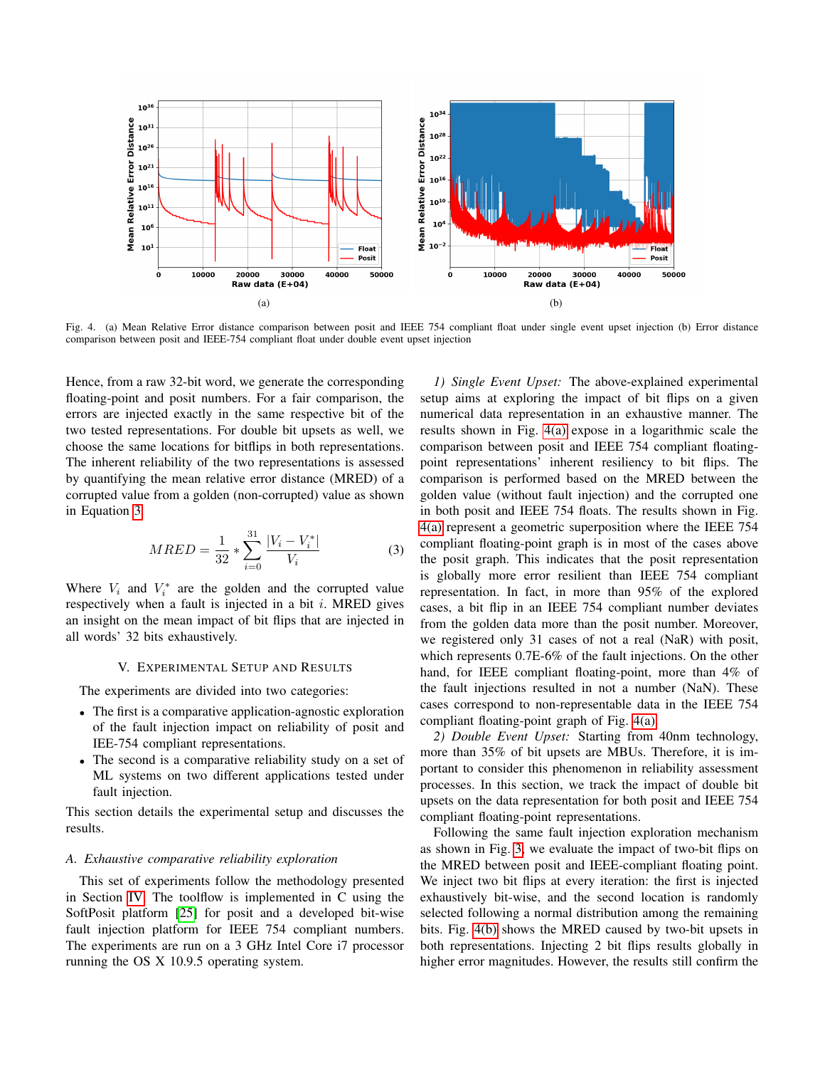Fig. 4. (a) Mean Relative Error distance comparison between posit and IEEE 754 compliant float under single event upset injection (b) Error distance comparison between posit and IEEE-754 compliant float under double event upset injection

Hence, from a raw 32-bit word, we generate the corresponding floating-point and posit numbers. For a fair comparison, the errors are injected exactly in the same respective bit of the two tested representations. For double bit upsets as well, we choose the same locations for bitflips in both representations. The inherent reliability of the two representations is assessed by quantifying the mean relative error distance (MRED) of a corrupted value from a golden (non-corrupted) value as shown in Equation 3.

$$MRED = \frac{1}{32} * \sum_{i=0}^{31} \frac{|V_i - V_i^*|}{V_i} \tag{3}$$

Where $V_i$ and $V_i^*$ are the golden and the corrupted value respectively when a fault is injected in a bit $i$. MRED gives an insight on the mean impact of bit flips that are injected in all words' 32 bits exhaustively.

## V. Experimental Setup and Results

The experiments are divided into two categories:

- The first is a comparative application-agnostic exploration of the fault injection impact on reliability of posit and IEE-754 compliant representations.
- The second is a comparative reliability study on a set of ML systems on two different applications tested under fault injection.

This section details the experimental setup and discusses the results.

### *A. Exhaustive comparative reliability exploration*

This set of experiments follow the methodology presented in Section IV. The toolflow is implemented in C using the SoftPosit platform [25] for posit and a developed bit-wise fault injection platform for IEEE 754 compliant numbers. The experiments are run on a 3 GHz Intel Core i7 processor running the OS X 10.9.5 operating system.

*1) Single Event Upset:* The above-explained experimental setup aims at exploring the impact of bit flips on a given numerical data representation in an exhaustive manner. The results shown in Fig. 4(a) expose in a logarithmic scale the comparison between posit and IEEE 754 compliant floating-point representations' inherent resiliency to bit flips. The comparison is performed based on the MRED between the golden value (without fault injection) and the corrupted one in both posit and IEEE 754 floats. The results shown in Fig. 4(a) represent a geometric superposition where the IEEE 754 compliant floating-point graph is in most of the cases above the posit graph. This indicates that the posit representation is globally more error resilient than IEEE 754 compliant representation. In fact, in more than 95% of the explored cases, a bit flip in an IEEE 754 compliant number deviates from the golden data more than the posit number. Moreover, we registered only 31 cases of not a real (NaR) with posit, which represents 0.7E-6% of the fault injections. On the other hand, for IEEE compliant floating-point, more than 4% of the fault injections resulted in not a number (NaN). These cases correspond to non-representable data in the IEEE 754 compliant floating-point graph of Fig. 4(a).

*2) Double Event Upset:* Starting from 40nm technology, more than 35% of bit upsets are MBUs. Therefore, it is important to consider this phenomenon in reliability assessment processes. In this section, we track the impact of double bit upsets on the data representation for both posit and IEEE 754 compliant floating-point representations.

Following the same fault injection exploration mechanism as shown in Fig. 3, we evaluate the impact of two-bit flips on the MRED between posit and IEEE-compliant floating point. We inject two bit flips at every iteration: the first is injected exhaustively bit-wise, and the second location is randomly selected following a normal distribution among the remaining bits. Fig. 4(b) shows the MRED caused by two-bit upsets in both representations. Injecting 2 bit flips results globally in higher error magnitudes. However, the results still confirm the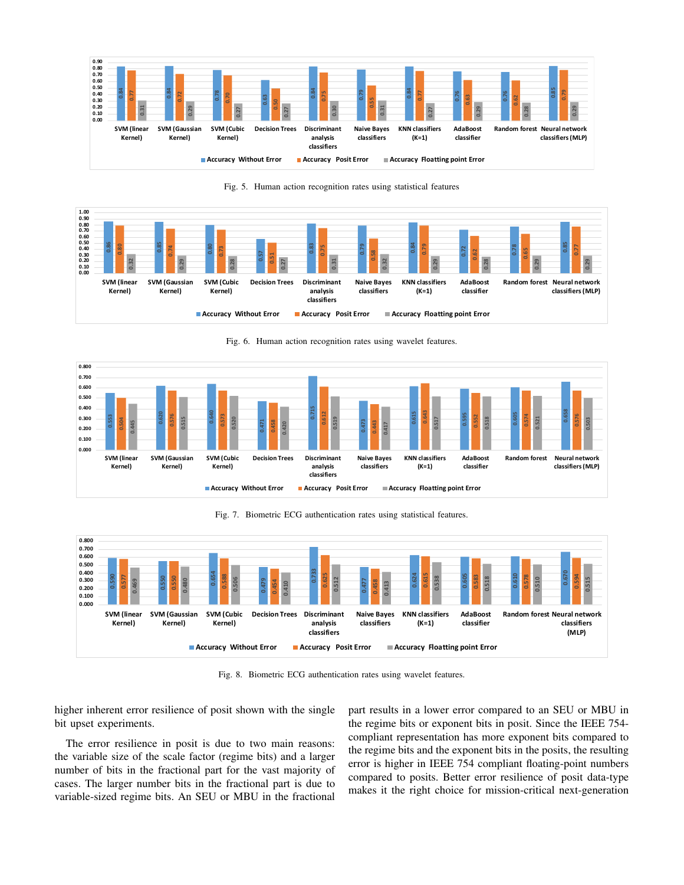Fig. 5. Human action recognition rates using statistical features

Fig. 6. Human action recognition rates using wavelet features.

Fig. 7. Biometric ECG authentication rates using statistical features.

Fig. 8. Biometric ECG authentication rates using wavelet features.

higher inherent error resilience of posit shown with the single bit upset experiments.

The error resilience in posit is due to two main reasons: the variable size of the scale factor (regime bits) and a larger number of bits in the fractional part for the vast majority of cases. The larger number bits in the fractional part is due to variable-sized regime bits. An SEU or MBU in the fractional part results in a lower error compared to an SEU or MBU in the regime bits or exponent bits in posit. Since the IEEE 754-compliant representation has more exponent bits compared to the regime bits and the exponent bits in the posits, the resulting error is higher in IEEE 754 compliant floating-point numbers compared to posits. Better error resilience of posit data-type makes it the right choice for mission-critical next-generation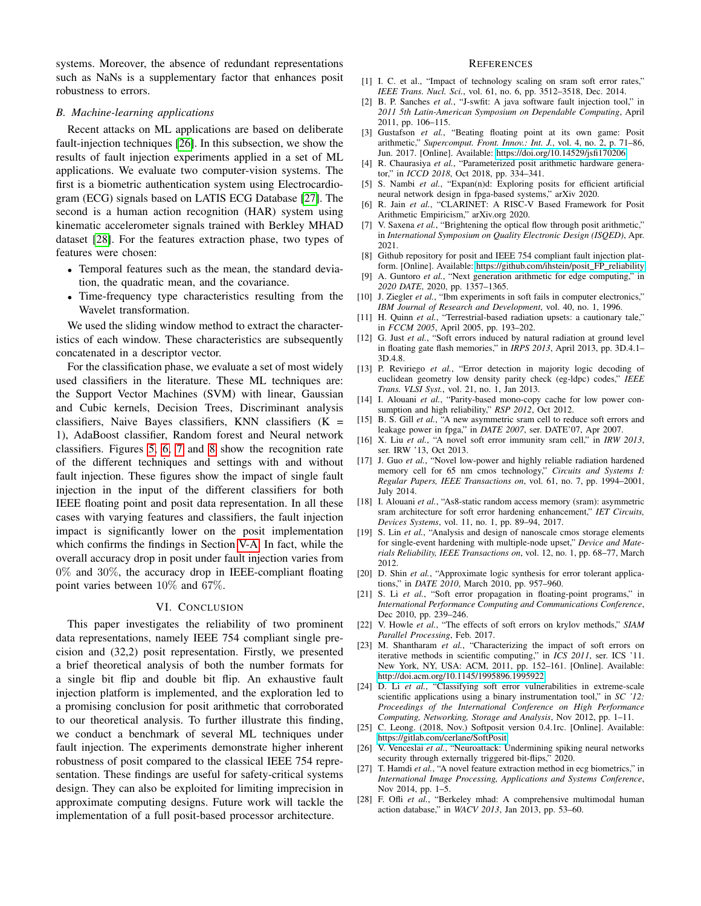systems. Moreover, the absence of redundant representations such as NaNs is a supplementary factor that enhances posit robustness to errors.

### B. Machine-learning applications

Recent attacks on ML applications are based on deliberate fault-injection techniques [26]. In this subsection, we show the results of fault injection experiments applied in a set of ML applications. We evaluate two computer-vision systems. The first is a biometric authentication system using Electrocardiogram (ECG) signals based on LATIS ECG Database [27]. The second is a human action recognition (HAR) system using kinematic accelerometer signals trained with Berkley MHAD dataset [28]. For the features extraction phase, two types of features were chosen:

- Temporal features such as the mean, the standard deviation, the quadratic mean, and the covariance.
- Time-frequency type characteristics resulting from the Wavelet transformation.

We used the sliding window method to extract the characteristics of each window. These characteristics are subsequently concatenated in a descriptor vector.

For the classification phase, we evaluate a set of most widely used classifiers in the literature. These ML techniques are: the Support Vector Machines (SVM) with linear, Gaussian and Cubic kernels, Decision Trees, Discriminant analysis classifiers, Naive Bayes classifiers, KNN classifiers (K = 1), AdaBoost classifier, Random forest and Neural network classifiers. Figures 5, 6, 7 and 8 show the recognition rate of the different techniques and settings with and without fault injection. These figures show the impact of single fault injection in the input of the different classifiers for both IEEE floating point and posit data representation. In all these cases with varying features and classifiers, the fault injection impact is significantly lower on the posit implementation which confirms the findings in Section V-A. In fact, while the overall accuracy drop in posit under fault injection varies from $0\%$ and $30\%$, the accuracy drop in IEEE-compliant floating point varies between $10\%$ and $67\%$.

## VI. Conclusion

This paper investigates the reliability of two prominent data representations, namely IEEE 754 compliant single precision and (32,2) posit representation. Firstly, we presented a brief theoretical analysis of both the number formats for a single bit flip and double bit flip. An exhaustive fault injection platform is implemented, and the exploration led to a promising conclusion for posit arithmetic that corroborated to our theoretical analysis. To further illustrate this finding, we conduct a benchmark of several ML techniques under fault injection. The experiments demonstrate higher inherent robustness of posit compared to the classical IEEE 754 representation. These findings are useful for safety-critical systems design. They can also be exploited for limiting imprecision in approximate computing designs. Future work will tackle the implementation of a full posit-based processor architecture.

## References

[1] I. C. et al., "Impact of technology scaling on sram soft error rates," *IEEE Trans. Nucl. Sci.*, vol. 61, no. 6, pp. 3512–3518, Dec. 2014.

[2] B. P. Sanches *et al.*, "J-swfit: A java software fault injection tool," in *2011 5th Latin-American Symposium on Dependable Computing*, April 2011, pp. 106–115.

[3] Gustafson *et al.*, "Beating floating point at its own game: Posit arithmetic," *Supercomput. Front. Innov.: Int. J.*, vol. 4, no. 2, p. 71–86, Jun. 2017. [Online]. Available: https://doi.org/10.14529/jsfi170206

[4] R. Chaurasiya *et al.*, "Parameterized posit arithmetic hardware generator," in *ICCD 2018*, Oct 2018, pp. 334–341.

[5] S. Nambi *et al.*, "Expan(n)d: Exploring posits for efficient artificial neural network design in fpga-based systems," arXiv 2020.

[6] R. Jain *et al.*, "CLARINET: A RISC-V Based Framework for Posit Arithmetic Empiricism," arXiv.org 2020.

[7] V. Saxena *et al.*, "Brightening the optical flow through posit arithmetic," in *International Symposium on Quality Electronic Design (ISQED)*, Apr. 2021.

[8] Github repository for posit and IEEE 754 compliant fault injection platform. [Online]. Available: https://github.com/ihstein/posit_FP_reliability

[9] A. Guntoro *et al.*, "Next generation arithmetic for edge computing," in *2020 DATE*, 2020, pp. 1357–1365.

[10] J. Ziegler *et al.*, "Ibm experiments in soft fails in computer electronics," *IBM Journal of Research and Development*, vol. 40, no. 1, 1996.

[11] H. Quinn *et al.*, "Terrestrial-based radiation upsets: a cautionary tale," in *FCCM 2005*, April 2005, pp. 193–202.

[12] G. Just *et al.*, "Soft errors induced by natural radiation at ground level in floating gate flash memories," in *IRPS 2013*, April 2013, pp. 3D.4.1–3D.4.8.

[13] P. Reviriego *et al.*, "Error detection in majority logic decoding of euclidean geometry low density parity check (eg-ldpc) codes," *IEEE Trans. VLSI Syst.*, vol. 21, no. 1, Jan 2013.

[14] I. Alouani *et al.*, "Parity-based mono-copy cache for low power consumption and high reliability," *RSP 2012*, Oct 2012.

[15] B. S. Gill *et al.*, "A new asymmetric sram cell to reduce soft errors and leakage power in fpga," in *DATE 2007*, ser. DATE'07, Apr 2007.

[16] X. Liu *et al.*, "A novel soft error immunity sram cell," in *IRW 2013*, ser. IRW '13, Oct 2013.

[17] J. Guo *et al.*, "Novel low-power and highly reliable radiation hardened memory cell for 65 nm cmos technology," *Circuits and Systems I: Regular Papers, IEEE Transactions on*, vol. 61, no. 7, pp. 1994–2001, July 2014.

[18] I. Alouani *et al.*, "As8-static random access memory (sram): asymmetric sram architecture for soft error hardening enhancement," *IET Circuits, Devices Systems*, vol. 11, no. 1, pp. 89–94, 2017.

[19] S. Lin *et al.*, "Analysis and design of nanoscale cmos storage elements for single-event hardening with multiple-node upset," *Device and Materials Reliability, IEEE Transactions on*, vol. 12, no. 1, pp. 68–77, March 2012.

[20] D. Shin *et al.*, "Approximate logic synthesis for error tolerant applications," in *DATE 2010*, March 2010, pp. 957–960.

[21] S. Li *et al.*, "Soft error propagation in floating-point programs," in *International Performance Computing and Communications Conference*, Dec 2010, pp. 239–246.

[22] V. Howle *et al.*, "The effects of soft errors on krylov methods," *SIAM Parallel Processing*, Feb. 2017.

[23] M. Shantharam *et al.*, "Characterizing the impact of soft errors on iterative methods in scientific computing," in *ICS 2011*, ser. ICS '11. New York, NY, USA: ACM, 2011, pp. 152–161. [Online]. Available: http://doi.acm.org/10.1145/1995896.1995922

[24] D. Li *et al.*, "Classifying soft error vulnerabilities in extreme-scale scientific applications using a binary instrumentation tool," in *SC '12: Proceedings of the International Conference on High Performance Computing, Networking, Storage and Analysis*, Nov 2012, pp. 1–11.

[25] C. Leong. (2018, Nov.) Softposit version 0.4.1rc. [Online]. Available: https://gitlab.com/cerlane/SoftPosit

[26] V. Venceslai *et al.*, "Neuroattack: Undermining spiking neural networks security through externally triggered bit-flips," 2020.

[27] T. Hamdi *et al.*, "A novel feature extraction method in ecg biometrics," in *International Image Processing, Applications and Systems Conference*, Nov 2014, pp. 1–5.

[28] F. Ofli *et al.*, "Berkeley mhad: A comprehensive multimodal human action database," in *WACV 2013*, Jan 2013, pp. 53–60.